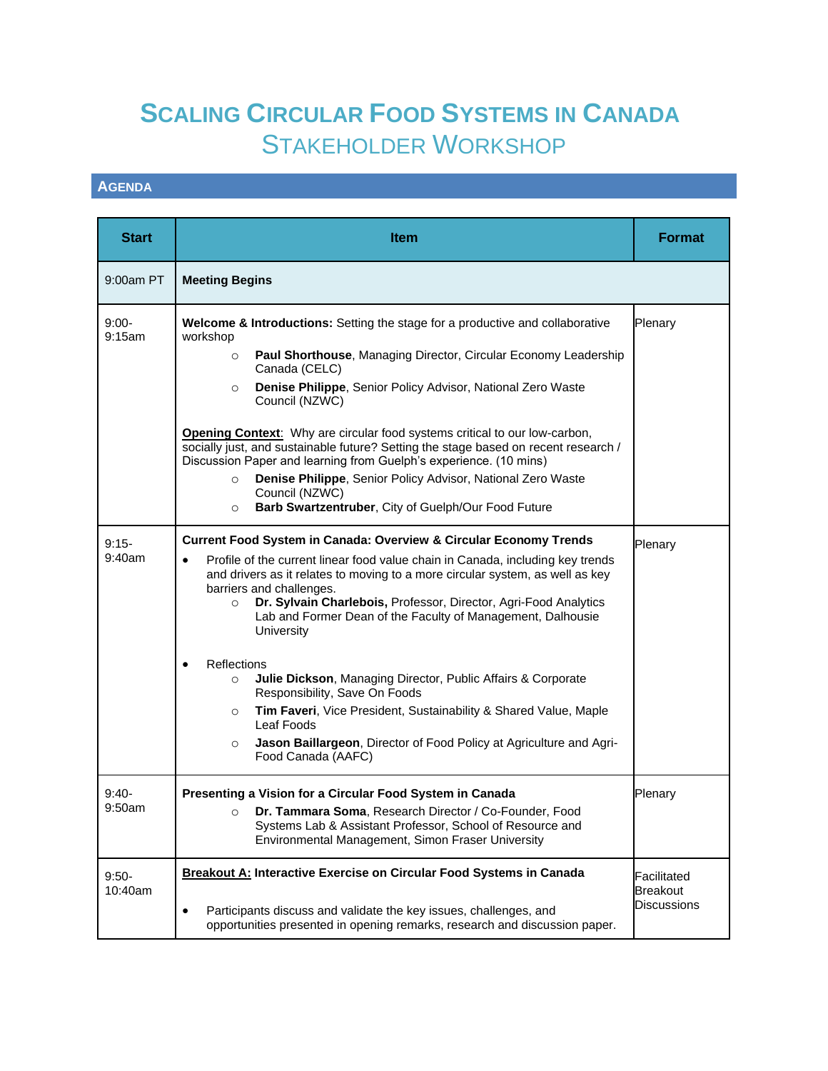# Scaling Circular Food Systems in Canada
## Stakeholder Workshop

### Agenda

| Start | Item | Format |
|---|---|---|
| 9:00am PT | **Meeting Begins** | |
| 9:00-9:15am | **Welcome & Introductions:** Setting the stage for a productive and collaborative workshop<br>○ **Paul Shorthouse**, Managing Director, Circular Economy Leadership Canada (CELC)<br>○ **Denise Philippe**, Senior Policy Advisor, National Zero Waste Council (NZWC)<br><br>**Opening Context**: Why are circular food systems critical to our low-carbon, socially just, and sustainable future? Setting the stage based on recent research / Discussion Paper and learning from Guelph's experience. (10 mins)<br>○ **Denise Philippe**, Senior Policy Advisor, National Zero Waste Council (NZWC)<br>○ **Barb Swartzentruber**, City of Guelph/Our Food Future | Plenary |
| 9:15-9:40am | **Current Food System in Canada: Overview & Circular Economy Trends**<br>• Profile of the current linear food value chain in Canada, including key trends and drivers as it relates to moving to a more circular system, as well as key barriers and challenges.<br>○ **Dr. Sylvain Charlebois,** Professor, Director, Agri-Food Analytics Lab and Former Dean of the Faculty of Management, Dalhousie University<br><br>• Reflections<br>○ **Julie Dickson**, Managing Director, Public Affairs & Corporate Responsibility, Save On Foods<br>○ **Tim Faveri**, Vice President, Sustainability & Shared Value, Maple Leaf Foods<br>○ **Jason Baillargeon**, Director of Food Policy at Agriculture and Agri-Food Canada (AAFC) | Plenary |
| 9:40-9:50am | **Presenting a Vision for a Circular Food System in Canada**<br>○ **Dr. Tammara Soma**, Research Director / Co-Founder, Food Systems Lab & Assistant Professor, School of Resource and Environmental Management, Simon Fraser University | Plenary |
| 9:50-10:40am | **Breakout A: Interactive Exercise on Circular Food Systems in Canada**<br><br>• Participants discuss and validate the key issues, challenges, and opportunities presented in opening remarks, research and discussion paper. | Facilitated Breakout Discussions |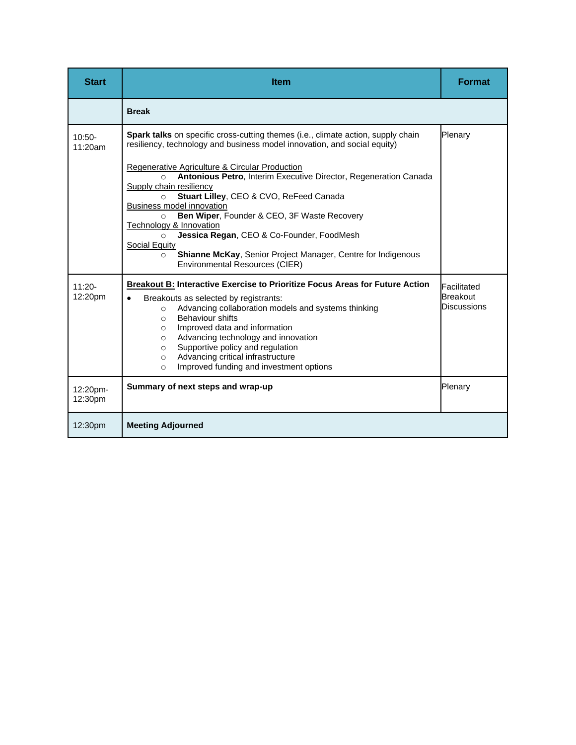| Start | Item | Format |
|---|---|---|
| | **Break** | |
| 10:50-11:20am | **Spark talks** on specific cross-cutting themes (i.e., climate action, supply chain resiliency, technology and business model innovation, and social equity)<br><br>Regenerative Agriculture & Circular Production<br>○ **Antonious Petro**, Interim Executive Director, Regeneration Canada<br>Supply chain resiliency<br>○ **Stuart Lilley**, CEO & CVO, ReFeed Canada<br>Business model innovation<br>○ **Ben Wiper**, Founder & CEO, 3F Waste Recovery<br>Technology & Innovation<br>○ **Jessica Regan**, CEO & Co-Founder, FoodMesh<br>Social Equity<br>○ **Shianne McKay**, Senior Project Manager, Centre for Indigenous Environmental Resources (CIER) | Plenary |
| 11:20-12:20pm | **Breakout B: Interactive Exercise to Prioritize Focus Areas for Future Action**<br>• Breakouts as selected by registrants:<br>○ Advancing collaboration models and systems thinking<br>○ Behaviour shifts<br>○ Improved data and information<br>○ Advancing technology and innovation<br>○ Supportive policy and regulation<br>○ Advancing critical infrastructure<br>○ Improved funding and investment options | Facilitated Breakout Discussions |
| 12:20pm-12:30pm | **Summary of next steps and wrap-up** | Plenary |
| 12:30pm | **Meeting Adjourned** | |